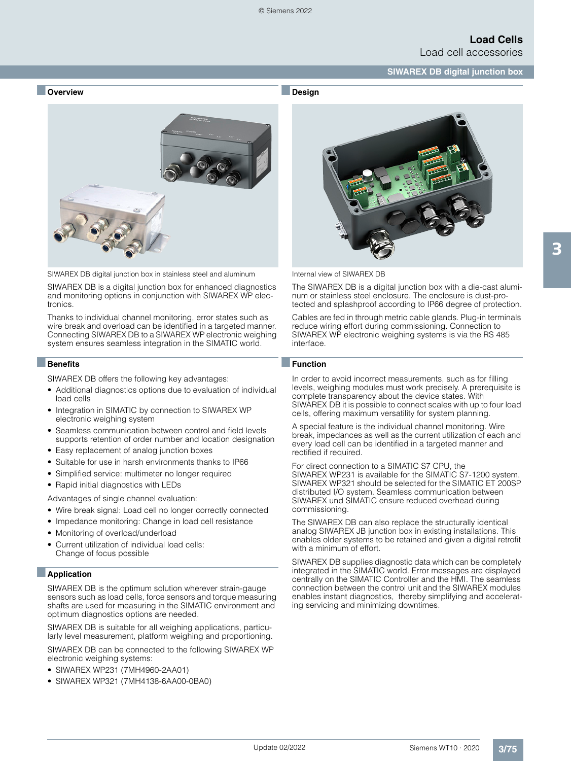# Load Cells

## Load cell accessories

### SIWAREX DB digital junction box

## Overview

SIWAREX DB digital junction box in stainless steel and aluminum

SIWAREX DB is a digital junction box for enhanced diagnostics and monitoring options in conjunction with SIWAREX WP electronics.

Thanks to individual channel monitoring, error states such as wire break and overload can be identified in a targeted manner. Connecting SIWAREX DB to a SIWAREX WP electronic weighing system ensures seamless integration in the SIMATIC world.

## Benefits

SIWAREX DB offers the following key advantages:

- Additional diagnostics options due to evaluation of individual load cells
- Integration in SIMATIC by connection to SIWAREX WP electronic weighing system
- Seamless communication between control and field levels supports retention of order number and location designation
- Easy replacement of analog junction boxes
- Suitable for use in harsh environments thanks to IP66
- Simplified service: multimeter no longer required
- Rapid initial diagnostics with LEDs

Advantages of single channel evaluation:

- Wire break signal: Load cell no longer correctly connected
- Impedance monitoring: Change in load cell resistance
- Monitoring of overload/underload
- Current utilization of individual load cells: Change of focus possible

## Application

SIWAREX DB is the optimum solution wherever strain-gauge sensors such as load cells, force sensors and torque measuring shafts are used for measuring in the SIMATIC environment and optimum diagnostics options are needed.

SIWAREX DB is suitable for all weighing applications, particularly level measurement, platform weighing and proportioning.

SIWAREX DB can be connected to the following SIWAREX WP electronic weighing systems:

- SIWAREX WP231 (7MH4960-2AA01)
- SIWAREX WP321 (7MH4138-6AA00-0BA0)

## Design

Internal view of SIWAREX DB

The SIWAREX DB is a digital junction box with a die-cast aluminum or stainless steel enclosure. The enclosure is dust-protected and splashproof according to IP66 degree of protection.

Cables are fed in through metric cable glands. Plug-in terminals reduce wiring effort during commissioning. Connection to SIWAREX WP electronic weighing systems is via the RS 485 interface.

## Function

In order to avoid incorrect measurements, such as for filling levels, weighing modules must work precisely. A prerequisite is complete transparency about the device states. With SIWAREX DB it is possible to connect scales with up to four load cells, offering maximum versatility for system planning.

A special feature is the individual channel monitoring. Wire break, impedances as well as the current utilization of each and every load cell can be identified in a targeted manner and rectified if required.

For direct connection to a SIMATIC S7 CPU, the SIWAREX WP231 is available for the SIMATIC S7-1200 system. SIWAREX WP321 should be selected for the SIMATIC ET 200SP distributed I/O system. Seamless communication between SIWAREX und SIMATIC ensure reduced overhead during commissioning.

The SIWAREX DB can also replace the structurally identical analog SIWAREX JB junction box in existing installations. This enables older systems to be retained and given a digital retrofit with a minimum of effort.

SIWAREX DB supplies diagnostic data which can be completely integrated in the SIMATIC world. Error messages are displayed centrally on the SIMATIC Controller and the HMI. The seamless connection between the control unit and the SIWAREX modules enables instant diagnostics, thereby simplifying and accelerating servicing and minimizing downtimes.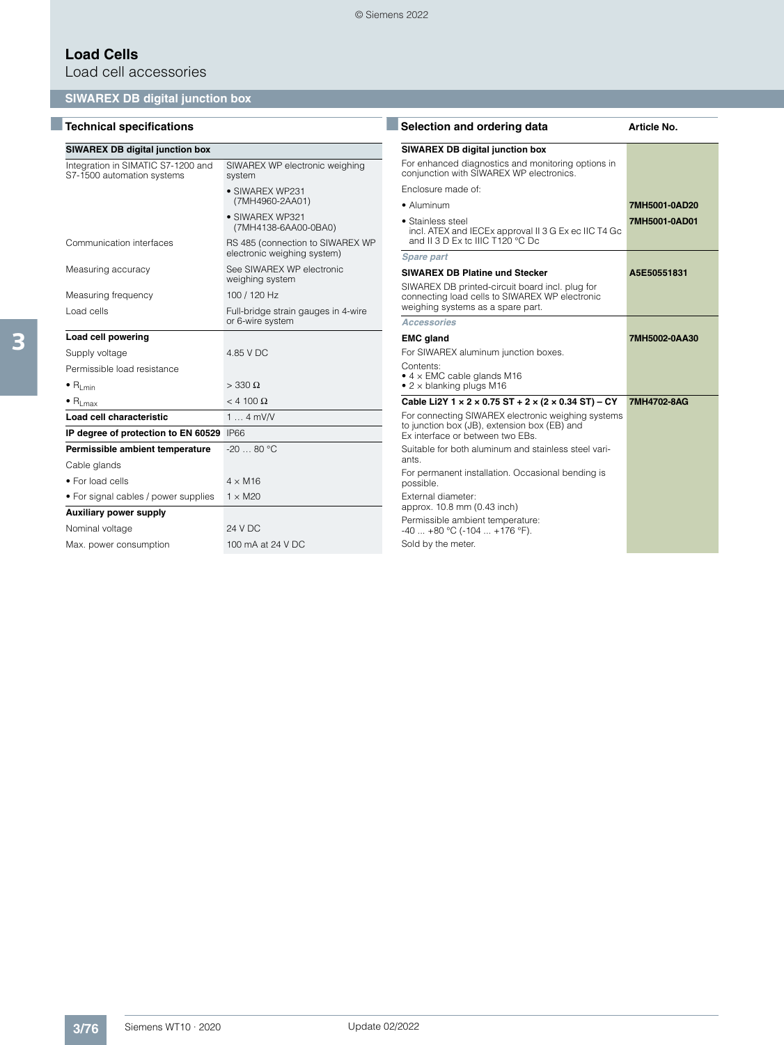# Load Cells

Load cell accessories

## SIWAREX DB digital junction box

### Technical specifications

| SIWAREX DB digital junction box | |
|---|---|
| Integration in SIMATIC S7-1200 and S7-1500 automation systems | SIWAREX WP electronic weighing system |
| | • SIWAREX WP231 (7MH4960-2AA01) |
| | • SIWAREX WP321 (7MH4138-6AA00-0BA0) |
| Communication interfaces | RS 485 (connection to SIWAREX WP electronic weighing system) |
| Measuring accuracy | See SIWAREX WP electronic weighing system |
| Measuring frequency | 100 / 120 Hz |
| Load cells | Full-bridge strain gauges in 4-wire or 6-wire system |
| **Load cell powering** | |
| Supply voltage | 4.85 V DC |
| Permissible load resistance | |
| • $R_{Lmin}$ | > 330 Ω |
| • $R_{Lmax}$ | < 4 100 Ω |
| **Load cell characteristic** | 1 … 4 mV/V |
| **IP degree of protection to EN 60529** | IP66 |
| **Permissible ambient temperature** | -20 … 80 °C |
| Cable glands | |
| • For load cells | 4 × M16 |
| • For signal cables / power supplies | 1 × M20 |
| **Auxiliary power supply** | |
| Nominal voltage | 24 V DC |
| Max. power consumption | 100 mA at 24 V DC |

### Selection and ordering data

| | Article No. |
|---|---|
| **SIWAREX DB digital junction box** | |
| For enhanced diagnostics and monitoring options in conjunction with SIWAREX WP electronics. | |
| Enclosure made of: | |
| • Aluminum | **7MH5001-0AD20** |
| • Stainless steel incl. ATEX and IECEx approval II 3 G Ex ec IIC T4 Gc and II 3 D Ex tc IIIC T120 °C Dc | **7MH5001-0AD01** |
| *Spare part* | |
| **SIWAREX DB Platine und Stecker** | **A5E50551831** |
| SIWAREX DB printed-circuit board incl. plug for connecting load cells to SIWAREX WP electronic weighing systems as a spare part. | |
| *Accessories* | |
| **EMC gland** | **7MH5002-0AA30** |
| For SIWAREX aluminum junction boxes. | |
| Contents: • 4 × EMC cable glands M16 • 2 × blanking plugs M16 | |
| **Cable Li2Y 1 × 2 × 0.75 ST + 2 × (2 × 0.34 ST) – CY** | **7MH4702-8AG** |
| For connecting SIWAREX electronic weighing systems to junction box (JB), extension box (EB) and Ex interface or between two EBs. | |
| Suitable for both aluminum and stainless steel variants. | |
| For permanent installation. Occasional bending is possible. | |
| External diameter: approx. 10.8 mm (0.43 inch) | |
| Permissible ambient temperature: -40 ... +80 °C (-104 ... +176 °F). | |
| Sold by the meter. | |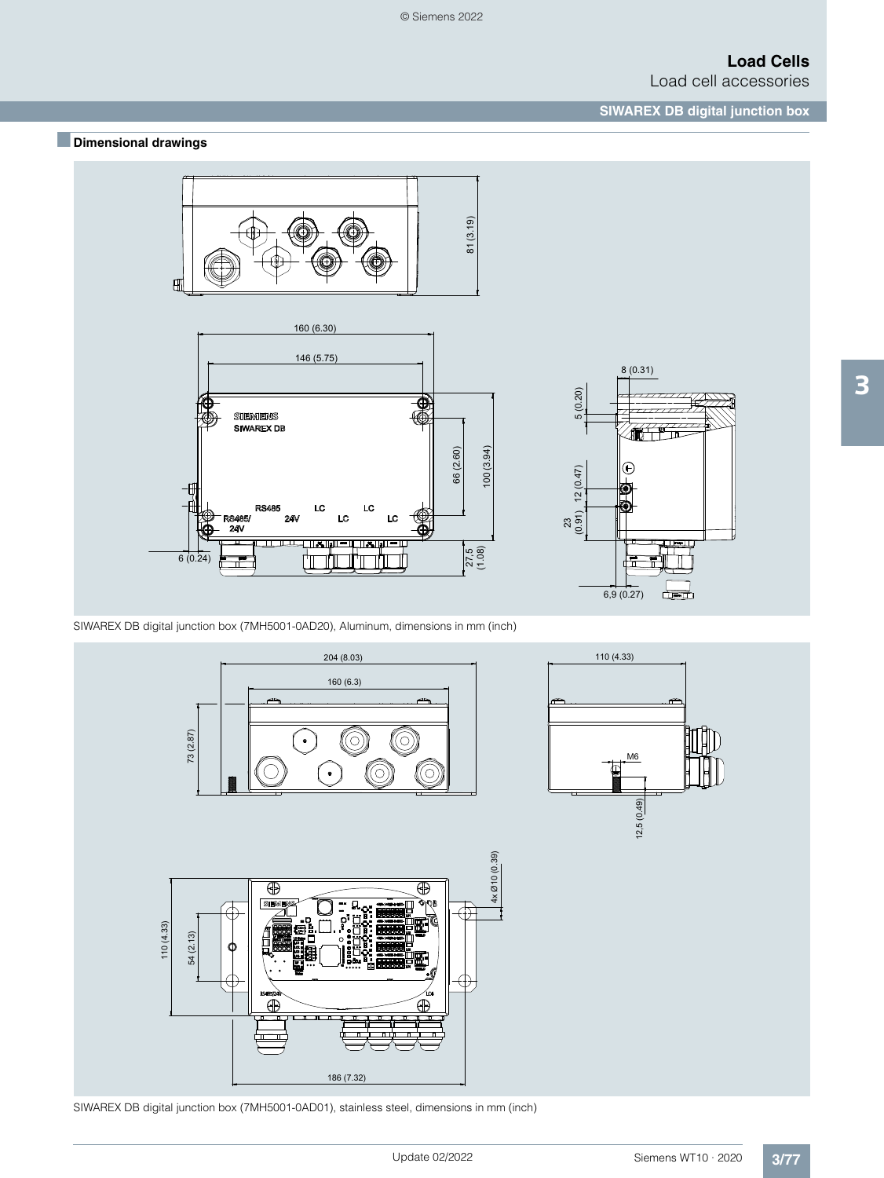## Dimensional drawings

160 (6.30)

146 (5.75)

81 (3.19)

SIEMENS
SIWAREX DB

RS485
RS485/
24V
24V
LC
LC
LC
LC

66 (2.60)

100 (3.94)

6 (0.24)

27.5
(1.08)

8 (0.31)

5 (0.20)

12 (0.47)

23
(0.91)

6,9 (0.27)

SIWAREX DB digital junction box (7MH5001-0AD20), Aluminum, dimensions in mm (inch)

204 (8.03)

160 (6.3)

73 (2.87)

110 (4.33)

M6

12,5 (0.49)

4x Ø10 (0.39)

110 (4.33)

54 (2.13)

186 (7.32)

SIWAREX DB digital junction box (7MH5001-0AD01), stainless steel, dimensions in mm (inch)